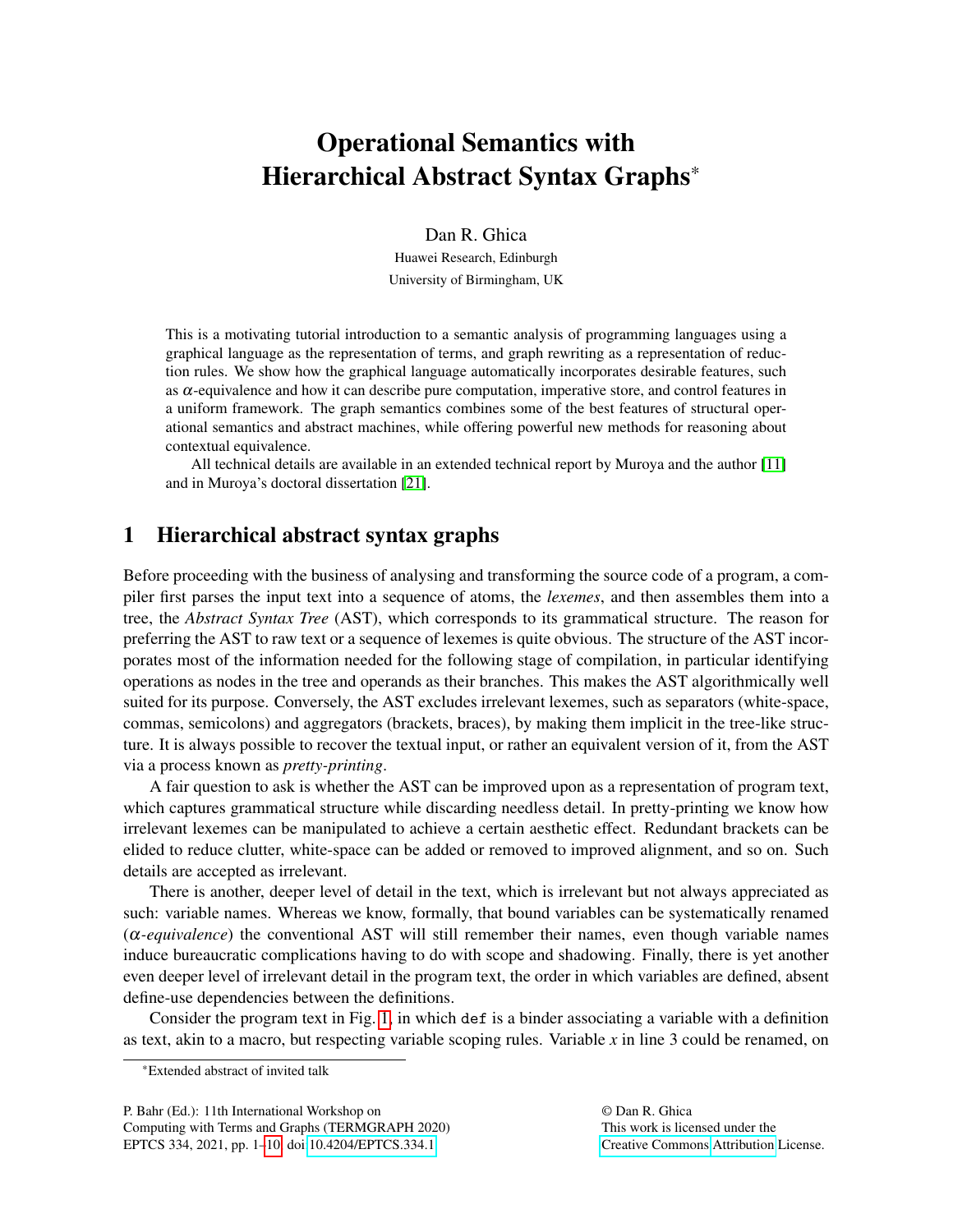# Operational Semantics with Hierarchical Abstract Syntax Graphs*

Dan R. Ghica

Huawei Research, Edinburgh

University of Birmingham, UK

This is a motivating tutorial introduction to a semantic analysis of programming languages using a graphical language as the representation of terms, and graph rewriting as a representation of reduction rules. We show how the graphical language automatically incorporates desirable features, such as $\alpha$-equivalence and how it can describe pure computation, imperative store, and control features in a uniform framework. The graph semantics combines some of the best features of structural operational semantics and abstract machines, while offering powerful new methods for reasoning about contextual equivalence.

All technical details are available in an extended technical report by Muroya and the author [11] and in Muroya's doctoral dissertation [21].

## 1 Hierarchical abstract syntax graphs

Before proceeding with the business of analysing and transforming the source code of a program, a compiler first parses the input text into a sequence of atoms, the *lexemes*, and then assembles them into a tree, the *Abstract Syntax Tree* (AST), which corresponds to its grammatical structure. The reason for preferring the AST to raw text or a sequence of lexemes is quite obvious. The structure of the AST incorporates most of the information needed for the following stage of compilation, in particular identifying operations as nodes in the tree and operands as their branches. This makes the AST algorithmically well suited for its purpose. Conversely, the AST excludes irrelevant lexemes, such as separators (white-space, commas, semicolons) and aggregators (brackets, braces), by making them implicit in the tree-like structure. It is always possible to recover the textual input, or rather an equivalent version of it, from the AST via a process known as *pretty-printing*.

A fair question to ask is whether the AST can be improved upon as a representation of program text, which captures grammatical structure while discarding needless detail. In pretty-printing we know how irrelevant lexemes can be manipulated to achieve a certain aesthetic effect. Redundant brackets can be elided to reduce clutter, white-space can be added or removed to improved alignment, and so on. Such details are accepted as irrelevant.

There is another, deeper level of detail in the text, which is irrelevant but not always appreciated as such: variable names. Whereas we know, formally, that bound variables can be systematically renamed ($\alpha$-*equivalence*) the conventional AST will still remember their names, even though variable names induce bureaucratic complications having to do with scope and shadowing. Finally, there is yet another even deeper level of irrelevant detail in the program text, the order in which variables are defined, absent define-use dependencies between the definitions.

Consider the program text in Fig. 1, in which `def` is a binder associating a variable with a definition as text, akin to a macro, but respecting variable scoping rules. Variable $x$ in line 3 could be renamed, on

*Extended abstract of invited talk

P. Bahr (Ed.): 11th International Workshop on Computing with Terms and Graphs (TERMGRAPH 2020) EPTCS 334, 2021, pp. 1–10, doi:10.4204/EPTCS.334.1

© Dan R. Ghica This work is licensed under the Creative Commons Attribution License.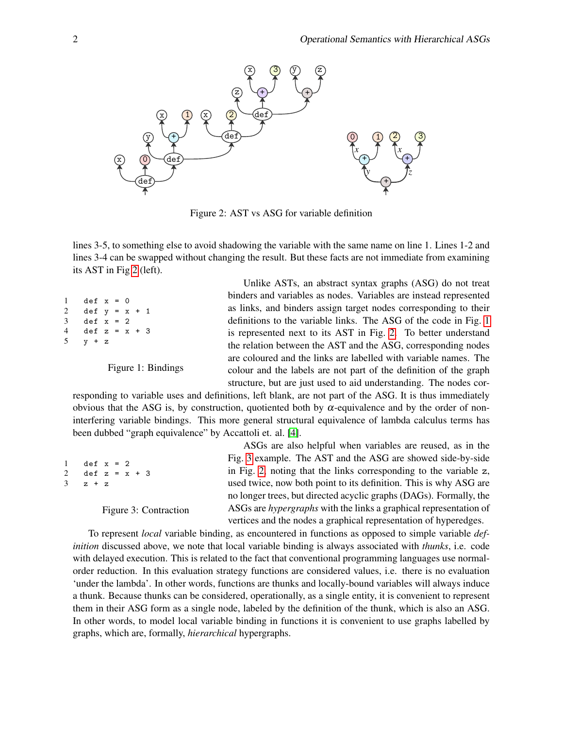Figure 2: AST vs ASG for variable definition

lines 3-5, to something else to avoid shadowing the variable with the same name on line 1. Lines 1-2 and lines 3-4 can be swapped without changing the result. But these facts are not immediate from examining its AST in Fig 2 (left).

```
1   def x = 0
2   def y = x + 1
3   def x = 2
4   def z = x + 3
5   y + z
```

Figure 1: Bindings

Unlike ASTs, an abstract syntax graphs (ASG) do not treat binders and variables as nodes. Variables are instead represented as links, and binders assign target nodes corresponding to their definitions to the variable links. The ASG of the code in Fig. 1 is represented next to its AST in Fig. 2. To better understand the relation between the AST and the ASG, corresponding nodes are coloured and the links are labelled with variable names. The colour and the labels are not part of the definition of the graph structure, but are just used to aid understanding. The nodes corresponding to variable uses and definitions, left blank, are not part of the ASG. It is thus immediately obvious that the ASG is, by construction, quotiented both by $\alpha$-equivalence and by the order of non-interfering variable bindings. This more general structural equivalence of lambda calculus terms has been dubbed "graph equivalence" by Accattoli et. al. [4].

```
1   def x = 2
2   def z = x + 3
3   z + z
```

Figure 3: Contraction

ASGs are also helpful when variables are reused, as in the Fig. 3 example. The AST and the ASG are showed side-by-side in Fig. 2, noting that the links corresponding to the variable z, used twice, now both point to its definition. This is why ASG are no longer trees, but directed acyclic graphs (DAGs). Formally, the ASGs are *hypergraphs* with the links a graphical representation of vertices and the nodes a graphical representation of hyperedges.

To represent *local* variable binding, as encountered in functions as opposed to simple variable *definition* discussed above, we note that local variable binding is always associated with *thunks*, i.e. code with delayed execution. This is related to the fact that conventional programming languages use normal-order reduction. In this evaluation strategy functions are considered values, i.e. there is no evaluation 'under the lambda'. In other words, functions are thunks and locally-bound variables will always induce a thunk. Because thunks can be considered, operationally, as a single entity, it is convenient to represent them in their ASG form as a single node, labeled by the definition of the thunk, which is also an ASG. In other words, to model local variable binding in functions it is convenient to use graphs labelled by graphs, which are, formally, *hierarchical* hypergraphs.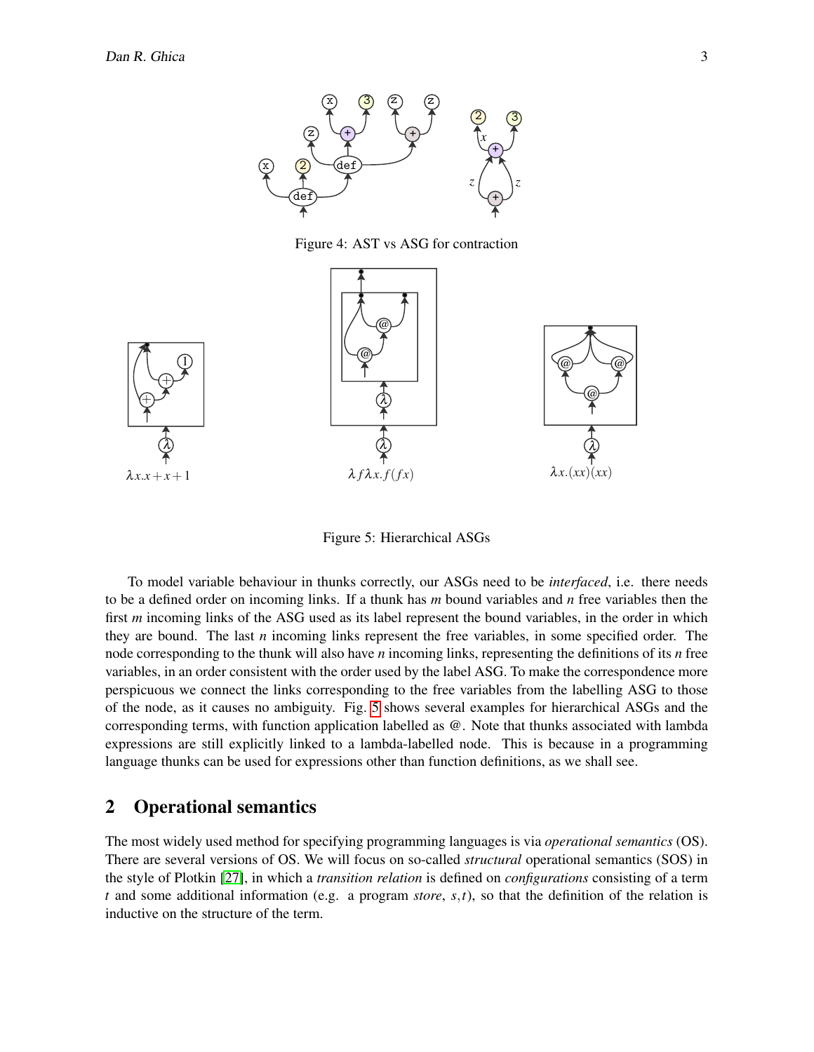Figure 4: AST vs ASG for contraction

$\lambda x.x+x+1$

$\lambda f \lambda x.f(fx)$

$\lambda x.(xx)(xx)$

Figure 5: Hierarchical ASGs

To model variable behaviour in thunks correctly, our ASGs need to be *interfaced*, i.e. there needs to be a defined order on incoming links. If a thunk has $m$ bound variables and $n$ free variables then the first $m$ incoming links of the ASG used as its label represent the bound variables, in the order in which they are bound. The last $n$ incoming links represent the free variables, in some specified order. The node corresponding to the thunk will also have $n$ incoming links, representing the definitions of its $n$ free variables, in an order consistent with the order used by the label ASG. To make the correspondence more perspicuous we connect the links corresponding to the free variables from the labelling ASG to those of the node, as it causes no ambiguity. Fig. 5 shows several examples for hierarchical ASGs and the corresponding terms, with function application labelled as @. Note that thunks associated with lambda expressions are still explicitly linked to a lambda-labelled node. This is because in a programming language thunks can be used for expressions other than function definitions, as we shall see.

## 2 Operational semantics

The most widely used method for specifying programming languages is via *operational semantics* (OS). There are several versions of OS. We will focus on so-called *structural* operational semantics (SOS) in the style of Plotkin [27], in which a *transition relation* is defined on *configurations* consisting of a term $t$ and some additional information (e.g. a program *store*, $s,t$), so that the definition of the relation is inductive on the structure of the term.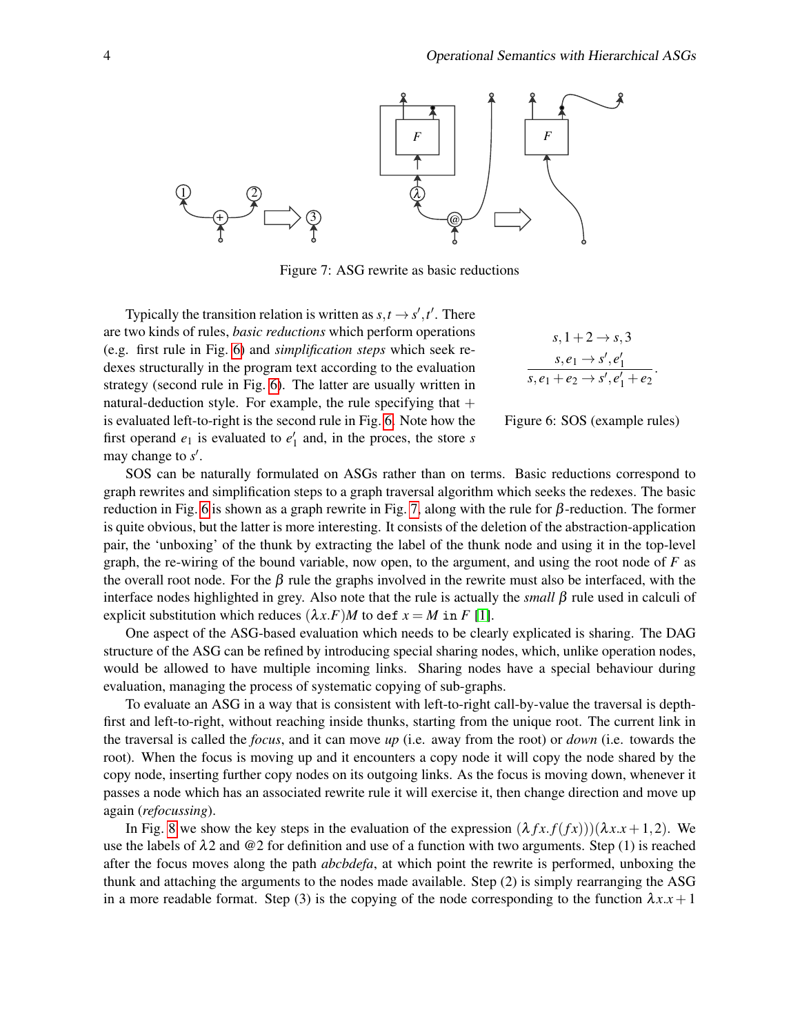Figure 7: ASG rewrite as basic reductions

Typically the transition relation is written as $s,t \to s',t'$. There are two kinds of rules, *basic reductions* which perform operations (e.g. first rule in Fig. 6) and *simplification steps* which seek redexes structurally in the program text according to the evaluation strategy (second rule in Fig. 6). The latter are usually written in natural-deduction style. For example, the rule specifying that $+$ is evaluated left-to-right is the second rule in Fig. 6. Note how the first operand $e_1$ is evaluated to $e_1'$ and, in the proces, the store $s$ may change to $s'$.

$$s, 1+2 \to s, 3 \qquad \frac{s, e_1 \to s', e_1'}{s, e_1 + e_2 \to s', e_1' + e_2}.$$

Figure 6: SOS (example rules)

SOS can be naturally formulated on ASGs rather than on terms. Basic reductions correspond to graph rewrites and simplification steps to a graph traversal algorithm which seeks the redexes. The basic reduction in Fig. 6 is shown as a graph rewrite in Fig. 7, along with the rule for $\beta$-reduction. The former is quite obvious, but the latter is more interesting. It consists of the deletion of the abstraction-application pair, the 'unboxing' of the thunk by extracting the label of the thunk node and using it in the top-level graph, the re-wiring of the bound variable, now open, to the argument, and using the root node of $F$ as the overall root node. For the $\beta$ rule the graphs involved in the rewrite must also be interfaced, with the interface nodes highlighted in grey. Also note that the rule is actually the *small* $\beta$ rule used in calculi of explicit substitution which reduces $(\lambda x.F)M$ to `def` $x = M$ `in` $F$ [1].

One aspect of the ASG-based evaluation which needs to be clearly explicated is sharing. The DAG structure of the ASG can be refined by introducing special sharing nodes, which, unlike operation nodes, would be allowed to have multiple incoming links. Sharing nodes have a special behaviour during evaluation, managing the process of systematic copying of sub-graphs.

To evaluate an ASG in a way that is consistent with left-to-right call-by-value the traversal is depth-first and left-to-right, without reaching inside thunks, starting from the unique root. The current link in the traversal is called the *focus*, and it can move *up* (i.e. away from the root) or *down* (i.e. towards the root). When the focus is moving up and it encounters a copy node it will copy the node shared by the copy node, inserting further copy nodes on its outgoing links. As the focus is moving down, whenever it passes a node which has an associated rewrite rule it will exercise it, then change direction and move up again (*refocussing*).

In Fig. 8 we show the key steps in the evaluation of the expression $(\lambda f x.f(fx)))(\lambda x.x+1,2)$. We use the labels of $\lambda 2$ and $@2$ for definition and use of a function with two arguments. Step (1) is reached after the focus moves along the path *abcbdefa*, at which point the rewrite is performed, unboxing the thunk and attaching the arguments to the nodes made available. Step (2) is simply rearranging the ASG in a more readable format. Step (3) is the copying of the node corresponding to the function $\lambda x.x+1$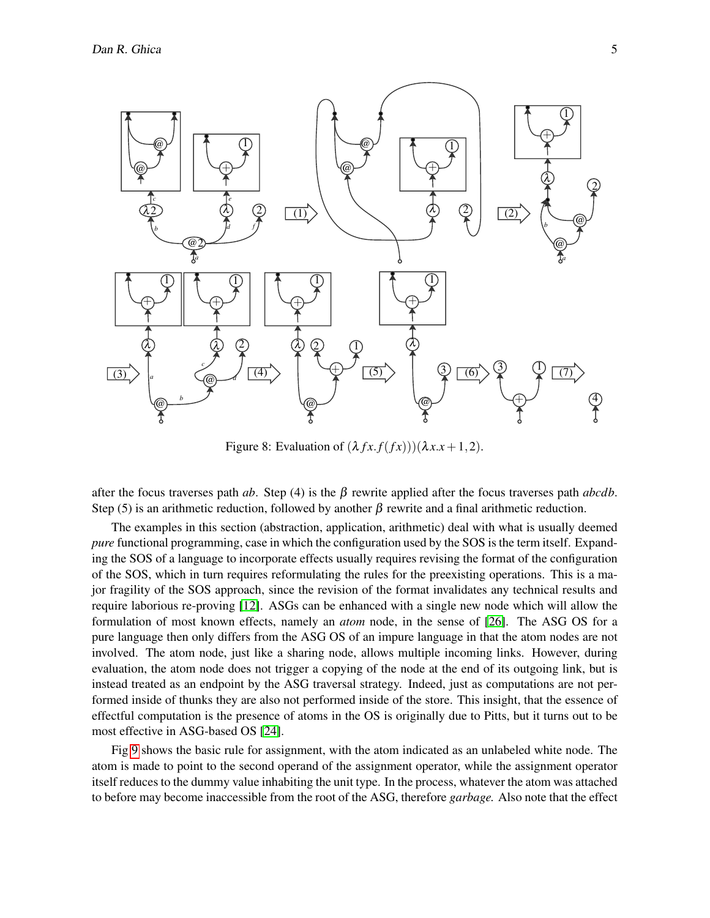Figure 8: Evaluation of $(\lambda fx.f(fx)))(\lambda x.x+1,2)$.

after the focus traverses path *ab*. Step (4) is the $\beta$ rewrite applied after the focus traverses path *abcdb*. Step (5) is an arithmetic reduction, followed by another $\beta$ rewrite and a final arithmetic reduction.

The examples in this section (abstraction, application, arithmetic) deal with what is usually deemed *pure* functional programming, case in which the configuration used by the SOS is the term itself. Expanding the SOS of a language to incorporate effects usually requires revising the format of the configuration of the SOS, which in turn requires reformulating the rules for the preexisting operations. This is a major fragility of the SOS approach, since the revision of the format invalidates any technical results and require laborious re-proving [12]. ASGs can be enhanced with a single new node which will allow the formulation of most known effects, namely an *atom* node, in the sense of [26]. The ASG OS for a pure language then only differs from the ASG OS of an impure language in that the atom nodes are not involved. The atom node, just like a sharing node, allows multiple incoming links. However, during evaluation, the atom node does not trigger a copying of the node at the end of its outgoing link, but is instead treated as an endpoint by the ASG traversal strategy. Indeed, just as computations are not performed inside of thunks they are also not performed inside of the store. This insight, that the essence of effectful computation is the presence of atoms in the OS is originally due to Pitts, but it turns out to be most effective in ASG-based OS [24].

Fig 9 shows the basic rule for assignment, with the atom indicated as an unlabeled white node. The atom is made to point to the second operand of the assignment operator, while the assignment operator itself reduces to the dummy value inhabiting the unit type. In the process, whatever the atom was attached to before may become inaccessible from the root of the ASG, therefore *garbage*. Also note that the effect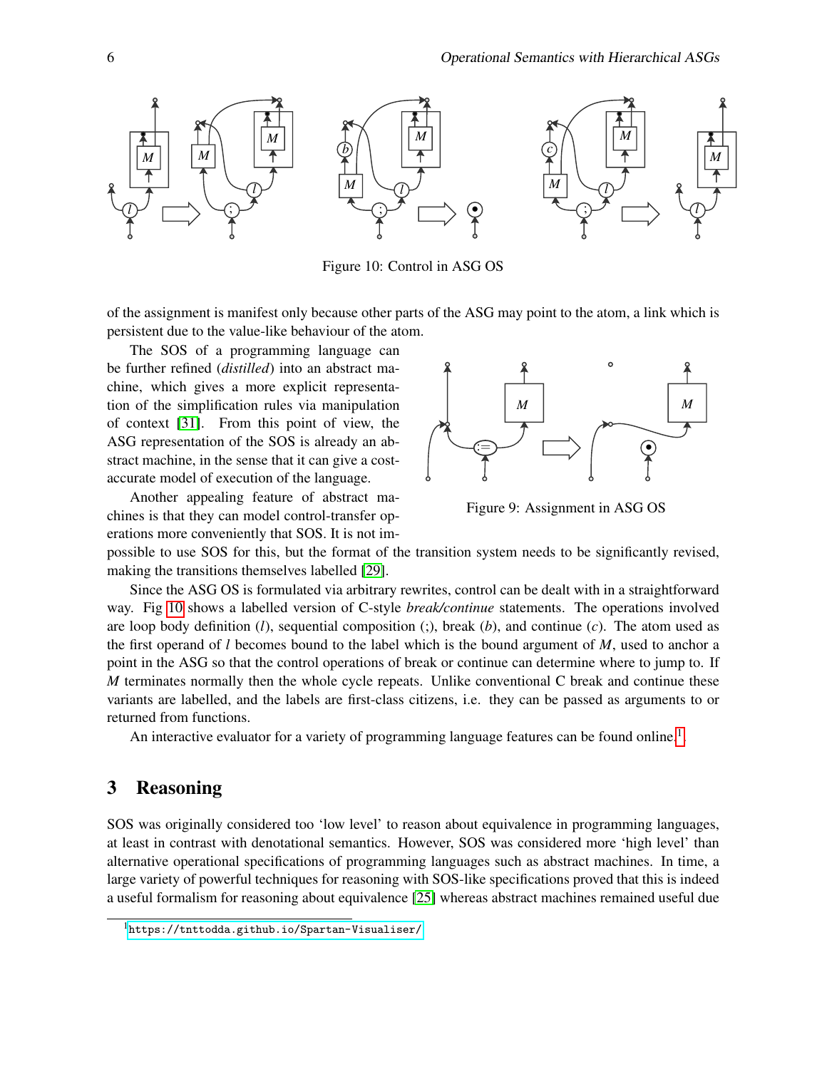Figure 10: Control in ASG OS

of the assignment is manifest only because other parts of the ASG may point to the atom, a link which is persistent due to the value-like behaviour of the atom.

The SOS of a programming language can be further refined (*distilled*) into an abstract machine, which gives a more explicit representation of the simplification rules via manipulation of context [31]. From this point of view, the ASG representation of the SOS is already an abstract machine, in the sense that it can give a cost-accurate model of execution of the language.

Figure 9: Assignment in ASG OS

Another appealing feature of abstract machines is that they can model control-transfer operations more conveniently that SOS. It is not impossible to use SOS for this, but the format of the transition system needs to be significantly revised, making the transitions themselves labelled [29].

Since the ASG OS is formulated via arbitrary rewrites, control can be dealt with in a straightforward way. Fig 10 shows a labelled version of C-style *break/continue* statements. The operations involved are loop body definition ($l$), sequential composition (;), break ($b$), and continue ($c$). The atom used as the first operand of $l$ becomes bound to the label which is the bound argument of $M$, used to anchor a point in the ASG so that the control operations of break or continue can determine where to jump to. If $M$ terminates normally then the whole cycle repeats. Unlike conventional C break and continue these variants are labelled, and the labels are first-class citizens, i.e. they can be passed as arguments to or returned from functions.

An interactive evaluator for a variety of programming language features can be found online.[1]

## 3 Reasoning

SOS was originally considered too ‘low level’ to reason about equivalence in programming languages, at least in contrast with denotational semantics. However, SOS was considered more ‘high level’ than alternative operational specifications of programming languages such as abstract machines. In time, a large variety of powerful techniques for reasoning with SOS-like specifications proved that this is indeed a useful formalism for reasoning about equivalence [25] whereas abstract machines remained useful due

[1] https://tnttodda.github.io/Spartan-Visualiser/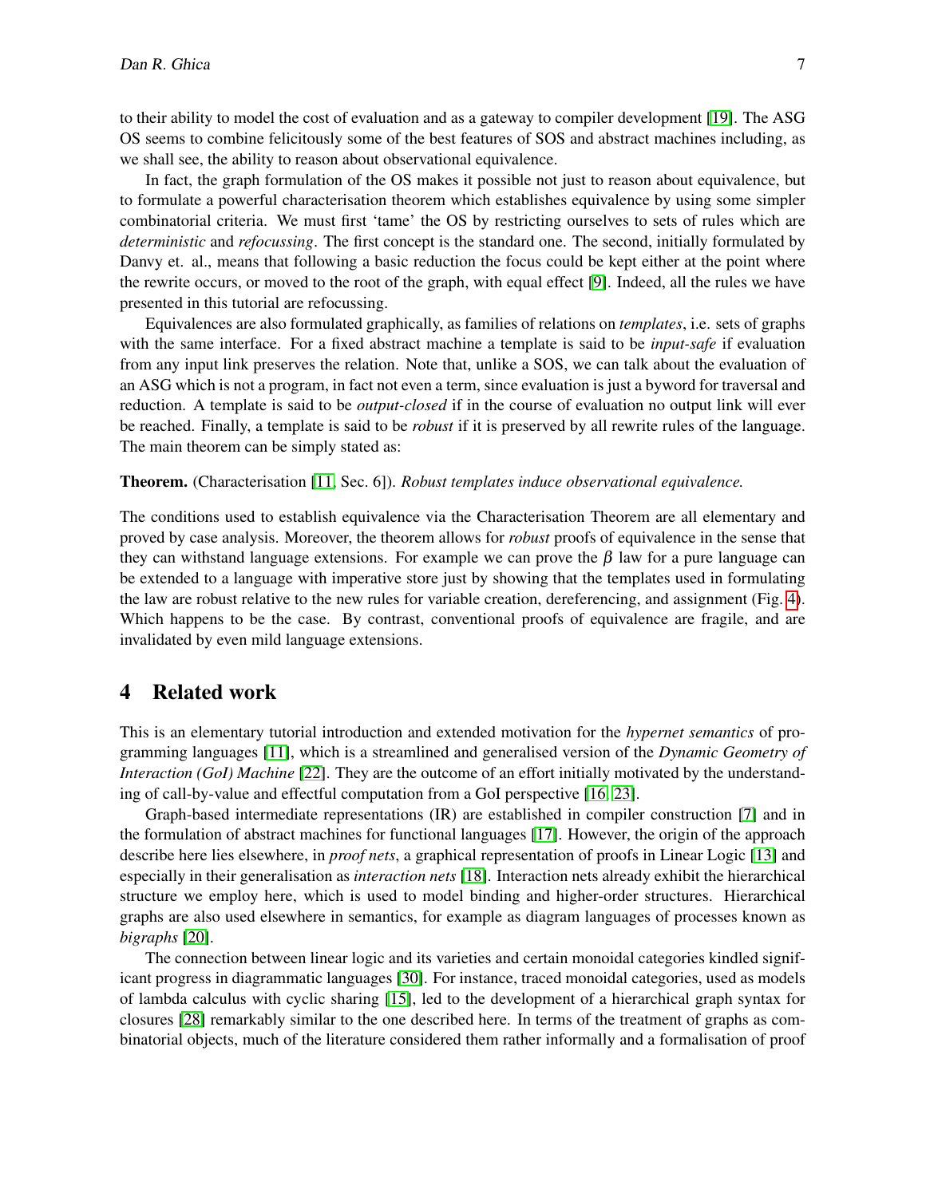to their ability to model the cost of evaluation and as a gateway to compiler development [19]. The ASG OS seems to combine felicitously some of the best features of SOS and abstract machines including, as we shall see, the ability to reason about observational equivalence.

In fact, the graph formulation of the OS makes it possible not just to reason about equivalence, but to formulate a powerful characterisation theorem which establishes equivalence by using some simpler combinatorial criteria. We must first 'tame' the OS by restricting ourselves to sets of rules which are *deterministic* and *refocussing*. The first concept is the standard one. The second, initially formulated by Danvy et. al., means that following a basic reduction the focus could be kept either at the point where the rewrite occurs, or moved to the root of the graph, with equal effect [9]. Indeed, all the rules we have presented in this tutorial are refocussing.

Equivalences are also formulated graphically, as families of relations on *templates*, i.e. sets of graphs with the same interface. For a fixed abstract machine a template is said to be *input-safe* if evaluation from any input link preserves the relation. Note that, unlike a SOS, we can talk about the evaluation of an ASG which is not a program, in fact not even a term, since evaluation is just a byword for traversal and reduction. A template is said to be *output-closed* if in the course of evaluation no output link will ever be reached. Finally, a template is said to be *robust* if it is preserved by all rewrite rules of the language. The main theorem can be simply stated as:

**Theorem.** (Characterisation [11, Sec. 6]). *Robust templates induce observational equivalence.*

The conditions used to establish equivalence via the Characterisation Theorem are all elementary and proved by case analysis. Moreover, the theorem allows for *robust* proofs of equivalence in the sense that they can withstand language extensions. For example we can prove the $\beta$ law for a pure language can be extended to a language with imperative store just by showing that the templates used in formulating the law are robust relative to the new rules for variable creation, dereferencing, and assignment (Fig. 4). Which happens to be the case. By contrast, conventional proofs of equivalence are fragile, and are invalidated by even mild language extensions.

# 4 Related work

This is an elementary tutorial introduction and extended motivation for the *hypernet semantics* of programming languages [11], which is a streamlined and generalised version of the *Dynamic Geometry of Interaction (GoI) Machine* [22]. They are the outcome of an effort initially motivated by the understanding of call-by-value and effectful computation from a GoI perspective [16, 23].

Graph-based intermediate representations (IR) are established in compiler construction [7] and in the formulation of abstract machines for functional languages [17]. However, the origin of the approach describe here lies elsewhere, in *proof nets*, a graphical representation of proofs in Linear Logic [13] and especially in their generalisation as *interaction nets* [18]. Interaction nets already exhibit the hierarchical structure we employ here, which is used to model binding and higher-order structures. Hierarchical graphs are also used elsewhere in semantics, for example as diagram languages of processes known as *bigraphs* [20].

The connection between linear logic and its varieties and certain monoidal categories kindled significant progress in diagrammatic languages [30]. For instance, traced monoidal categories, used as models of lambda calculus with cyclic sharing [15], led to the development of a hierarchical graph syntax for closures [28] remarkably similar to the one described here. In terms of the treatment of graphs as combinatorial objects, much of the literature considered them rather informally and a formalisation of proof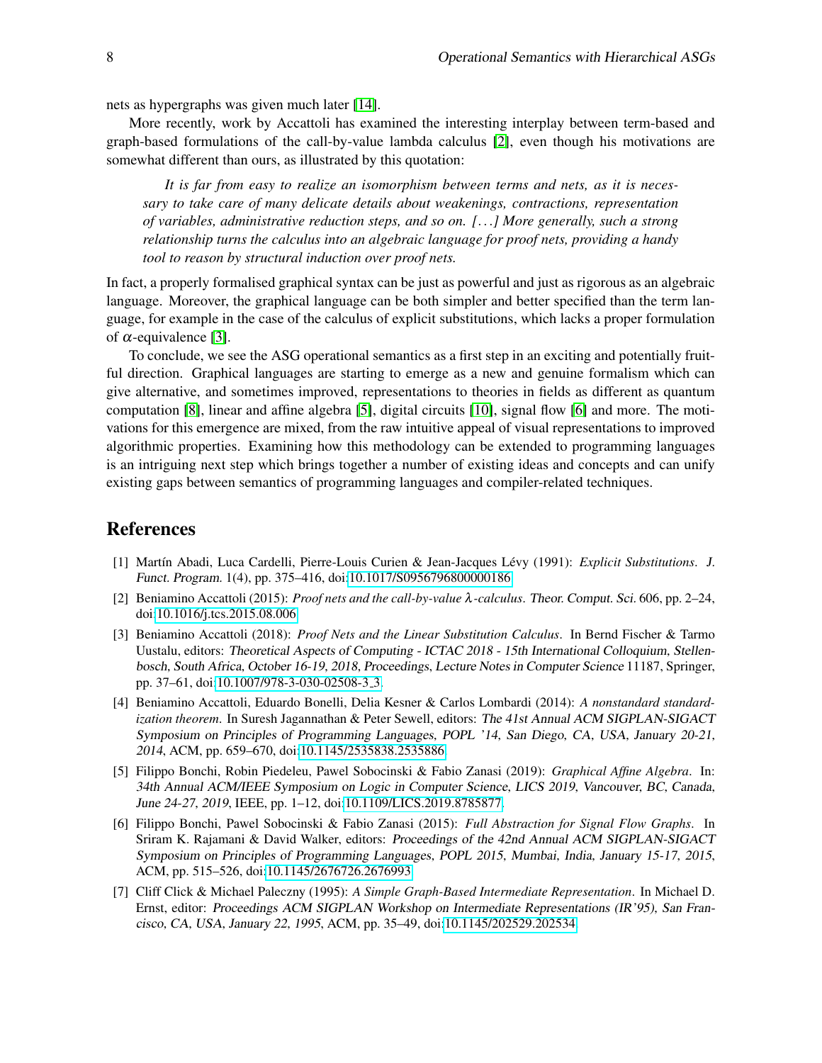nets as hypergraphs was given much later [14].

More recently, work by Accattoli has examined the interesting interplay between term-based and graph-based formulations of the call-by-value lambda calculus [2], even though his motivations are somewhat different than ours, as illustrated by this quotation:

> *It is far from easy to realize an isomorphism between terms and nets, as it is necessary to take care of many delicate details about weakenings, contractions, representation of variables, administrative reduction steps, and so on. [. . . ] More generally, such a strong relationship turns the calculus into an algebraic language for proof nets, providing a handy tool to reason by structural induction over proof nets.*

In fact, a properly formalised graphical syntax can be just as powerful and just as rigorous as an algebraic language. Moreover, the graphical language can be both simpler and better specified than the term language, for example in the case of the calculus of explicit substitutions, which lacks a proper formulation of $\alpha$-equivalence [3].

To conclude, we see the ASG operational semantics as a first step in an exciting and potentially fruitful direction. Graphical languages are starting to emerge as a new and genuine formalism which can give alternative, and sometimes improved, representations to theories in fields as different as quantum computation [8], linear and affine algebra [5], digital circuits [10], signal flow [6] and more. The motivations for this emergence are mixed, from the raw intuitive appeal of visual representations to improved algorithmic properties. Examining how this methodology can be extended to programming languages is an intriguing next step which brings together a number of existing ideas and concepts and can unify existing gaps between semantics of programming languages and compiler-related techniques.

## References

[1] Martín Abadi, Luca Cardelli, Pierre-Louis Curien & Jean-Jacques Lévy (1991): *Explicit Substitutions*. J. Funct. Program. 1(4), pp. 375–416, doi:10.1017/S0956796800000186.

[2] Beniamino Accattoli (2015): *Proof nets and the call-by-value $\lambda$-calculus*. Theor. Comput. Sci. 606, pp. 2–24, doi:10.1016/j.tcs.2015.08.006.

[3] Beniamino Accattoli (2018): *Proof Nets and the Linear Substitution Calculus*. In Bernd Fischer & Tarmo Uustalu, editors: Theoretical Aspects of Computing - ICTAC 2018 - 15th International Colloquium, Stellenbosch, South Africa, October 16-19, 2018, Proceedings, Lecture Notes in Computer Science 11187, Springer, pp. 37–61, doi:10.1007/978-3-030-02508-3_3.

[4] Beniamino Accattoli, Eduardo Bonelli, Delia Kesner & Carlos Lombardi (2014): *A nonstandard standardization theorem*. In Suresh Jagannathan & Peter Sewell, editors: The 41st Annual ACM SIGPLAN-SIGACT Symposium on Principles of Programming Languages, POPL '14, San Diego, CA, USA, January 20-21, 2014, ACM, pp. 659–670, doi:10.1145/2535838.2535886.

[5] Filippo Bonchi, Robin Piedeleu, Pawel Sobocinski & Fabio Zanasi (2019): *Graphical Affine Algebra*. In: 34th Annual ACM/IEEE Symposium on Logic in Computer Science, LICS 2019, Vancouver, BC, Canada, June 24-27, 2019, IEEE, pp. 1–12, doi:10.1109/LICS.2019.8785877.

[6] Filippo Bonchi, Pawel Sobocinski & Fabio Zanasi (2015): *Full Abstraction for Signal Flow Graphs*. In Sriram K. Rajamani & David Walker, editors: Proceedings of the 42nd Annual ACM SIGPLAN-SIGACT Symposium on Principles of Programming Languages, POPL 2015, Mumbai, India, January 15-17, 2015, ACM, pp. 515–526, doi:10.1145/2676726.2676993.

[7] Cliff Click & Michael Paleczny (1995): *A Simple Graph-Based Intermediate Representation*. In Michael D. Ernst, editor: Proceedings ACM SIGPLAN Workshop on Intermediate Representations (IR'95), San Francisco, CA, USA, January 22, 1995, ACM, pp. 35–49, doi:10.1145/202529.202534.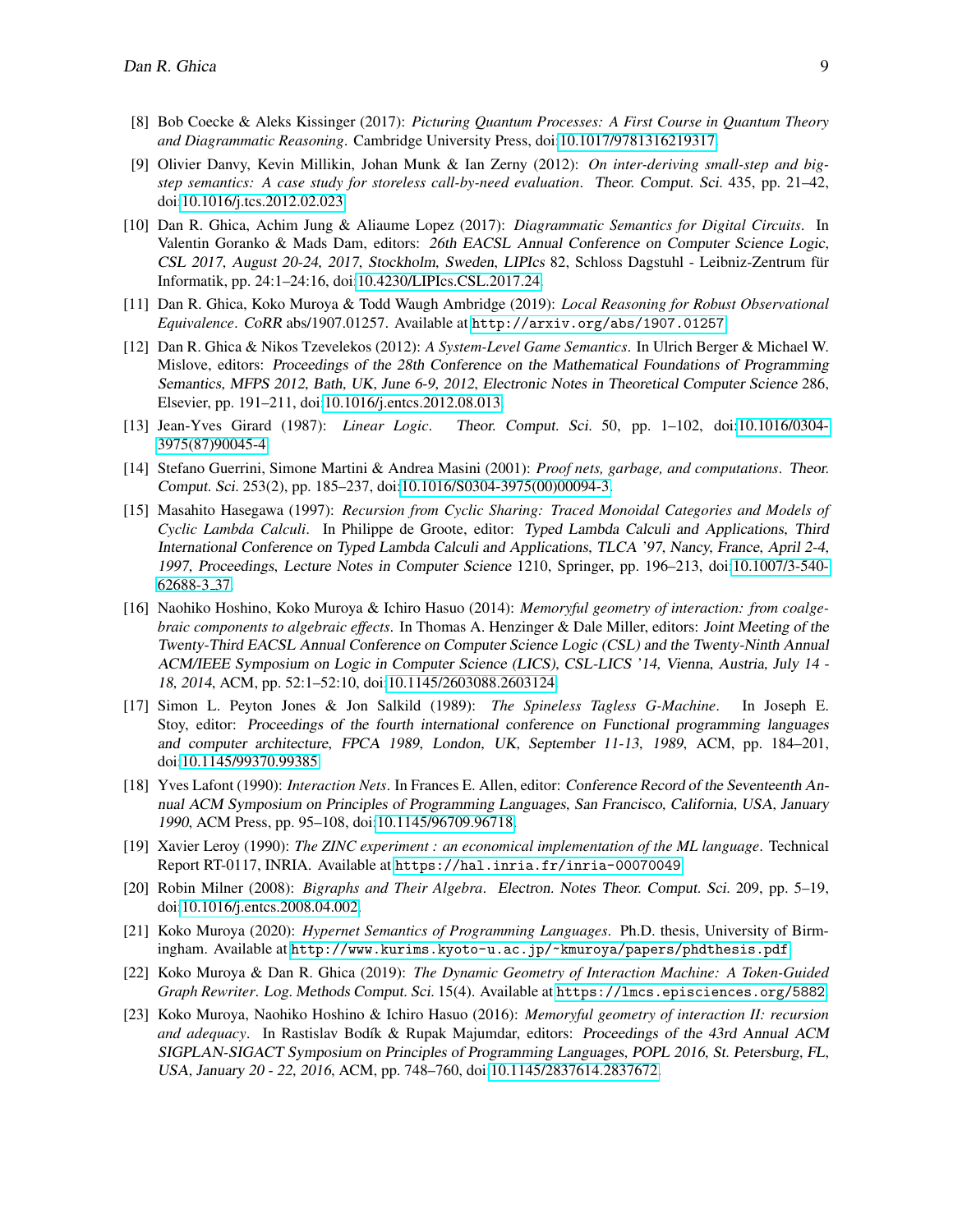[8] Bob Coecke & Aleks Kissinger (2017): *Picturing Quantum Processes: A First Course in Quantum Theory and Diagrammatic Reasoning*. Cambridge University Press, doi:10.1017/9781316219317.

[9] Olivier Danvy, Kevin Millikin, Johan Munk & Ian Zerny (2012): *On inter-deriving small-step and big-step semantics: A case study for storeless call-by-need evaluation*. Theor. Comput. Sci. 435, pp. 21–42, doi:10.1016/j.tcs.2012.02.023.

[10] Dan R. Ghica, Achim Jung & Aliaume Lopez (2017): *Diagrammatic Semantics for Digital Circuits*. In Valentin Goranko & Mads Dam, editors: 26th EACSL Annual Conference on Computer Science Logic, CSL 2017, August 20-24, 2017, Stockholm, Sweden, LIPIcs 82, Schloss Dagstuhl - Leibniz-Zentrum für Informatik, pp. 24:1–24:16, doi:10.4230/LIPIcs.CSL.2017.24.

[11] Dan R. Ghica, Koko Muroya & Todd Waugh Ambridge (2019): *Local Reasoning for Robust Observational Equivalence*. CoRR abs/1907.01257. Available at `http://arxiv.org/abs/1907.01257`.

[12] Dan R. Ghica & Nikos Tzevelekos (2012): *A System-Level Game Semantics*. In Ulrich Berger & Michael W. Mislove, editors: Proceedings of the 28th Conference on the Mathematical Foundations of Programming Semantics, MFPS 2012, Bath, UK, June 6-9, 2012, Electronic Notes in Theoretical Computer Science 286, Elsevier, pp. 191–211, doi:10.1016/j.entcs.2012.08.013.

[13] Jean-Yves Girard (1987): *Linear Logic*. Theor. Comput. Sci. 50, pp. 1–102, doi:10.1016/0304-3975(87)90045-4.

[14] Stefano Guerrini, Simone Martini & Andrea Masini (2001): *Proof nets, garbage, and computations*. Theor. Comput. Sci. 253(2), pp. 185–237, doi:10.1016/S0304-3975(00)00094-3.

[15] Masahito Hasegawa (1997): *Recursion from Cyclic Sharing: Traced Monoidal Categories and Models of Cyclic Lambda Calculi*. In Philippe de Groote, editor: Typed Lambda Calculi and Applications, Third International Conference on Typed Lambda Calculi and Applications, TLCA '97, Nancy, France, April 2-4, 1997, Proceedings, Lecture Notes in Computer Science 1210, Springer, pp. 196–213, doi:10.1007/3-540-62688-3_37.

[16] Naohiko Hoshino, Koko Muroya & Ichiro Hasuo (2014): *Memoryful geometry of interaction: from coalgebraic components to algebraic effects*. In Thomas A. Henzinger & Dale Miller, editors: Joint Meeting of the Twenty-Third EACSL Annual Conference on Computer Science Logic (CSL) and the Twenty-Ninth Annual ACM/IEEE Symposium on Logic in Computer Science (LICS), CSL-LICS '14, Vienna, Austria, July 14 - 18, 2014, ACM, pp. 52:1–52:10, doi:10.1145/2603088.2603124.

[17] Simon L. Peyton Jones & Jon Salkild (1989): *The Spineless Tagless G-Machine*. In Joseph E. Stoy, editor: Proceedings of the fourth international conference on Functional programming languages and computer architecture, FPCA 1989, London, UK, September 11-13, 1989, ACM, pp. 184–201, doi:10.1145/99370.99385.

[18] Yves Lafont (1990): *Interaction Nets*. In Frances E. Allen, editor: Conference Record of the Seventeenth Annual ACM Symposium on Principles of Programming Languages, San Francisco, California, USA, January 1990, ACM Press, pp. 95–108, doi:10.1145/96709.96718.

[19] Xavier Leroy (1990): *The ZINC experiment : an economical implementation of the ML language*. Technical Report RT-0117, INRIA. Available at `https://hal.inria.fr/inria-00070049`.

[20] Robin Milner (2008): *Bigraphs and Their Algebra*. Electron. Notes Theor. Comput. Sci. 209, pp. 5–19, doi:10.1016/j.entcs.2008.04.002.

[21] Koko Muroya (2020): *Hypernet Semantics of Programming Languages*. Ph.D. thesis, University of Birmingham. Available at `http://www.kurims.kyoto-u.ac.jp/~kmuroya/papers/phdthesis.pdf`.

[22] Koko Muroya & Dan R. Ghica (2019): *The Dynamic Geometry of Interaction Machine: A Token-Guided Graph Rewriter*. Log. Methods Comput. Sci. 15(4). Available at `https://lmcs.episciences.org/5882`.

[23] Koko Muroya, Naohiko Hoshino & Ichiro Hasuo (2016): *Memoryful geometry of interaction II: recursion and adequacy*. In Rastislav Bodík & Rupak Majumdar, editors: Proceedings of the 43rd Annual ACM SIGPLAN-SIGACT Symposium on Principles of Programming Languages, POPL 2016, St. Petersburg, FL, USA, January 20 - 22, 2016, ACM, pp. 748–760, doi:10.1145/2837614.2837672.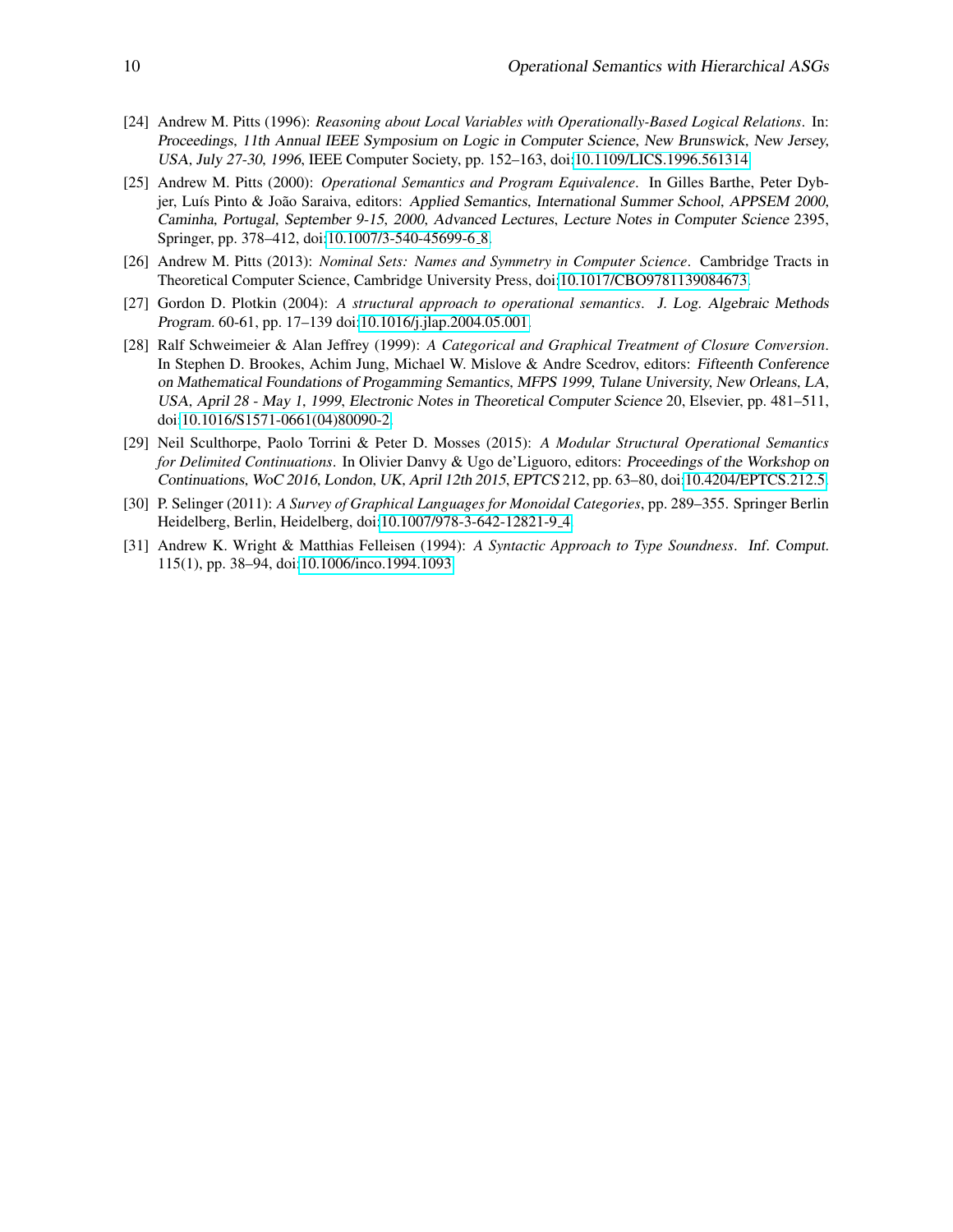[24] Andrew M. Pitts (1996): *Reasoning about Local Variables with Operationally-Based Logical Relations*. In: *Proceedings, 11th Annual IEEE Symposium on Logic in Computer Science, New Brunswick, New Jersey, USA, July 27-30, 1996*, IEEE Computer Society, pp. 152–163, doi:10.1109/LICS.1996.561314.

[25] Andrew M. Pitts (2000): *Operational Semantics and Program Equivalence*. In Gilles Barthe, Peter Dybjer, Luís Pinto & João Saraiva, editors: *Applied Semantics, International Summer School, APPSEM 2000, Caminha, Portugal, September 9-15, 2000, Advanced Lectures*, *Lecture Notes in Computer Science* 2395, Springer, pp. 378–412, doi:10.1007/3-540-45699-6_8.

[26] Andrew M. Pitts (2013): *Nominal Sets: Names and Symmetry in Computer Science*. Cambridge Tracts in Theoretical Computer Science, Cambridge University Press, doi:10.1017/CBO9781139084673.

[27] Gordon D. Plotkin (2004): *A structural approach to operational semantics*. *J. Log. Algebraic Methods Program.* 60-61, pp. 17–139 doi:10.1016/j.jlap.2004.05.001.

[28] Ralf Schweimeier & Alan Jeffrey (1999): *A Categorical and Graphical Treatment of Closure Conversion*. In Stephen D. Brookes, Achim Jung, Michael W. Mislove & Andre Scedrov, editors: *Fifteenth Conference on Mathematical Foundations of Progamming Semantics, MFPS 1999, Tulane University, New Orleans, LA, USA, April 28 - May 1, 1999*, *Electronic Notes in Theoretical Computer Science* 20, Elsevier, pp. 481–511, doi:10.1016/S1571-0661(04)80090-2.

[29] Neil Sculthorpe, Paolo Torrini & Peter D. Mosses (2015): *A Modular Structural Operational Semantics for Delimited Continuations*. In Olivier Danvy & Ugo de'Liguoro, editors: *Proceedings of the Workshop on Continuations, WoC 2016, London, UK, April 12th 2015*, *EPTCS* 212, pp. 63–80, doi:10.4204/EPTCS.212.5.

[30] P. Selinger (2011): *A Survey of Graphical Languages for Monoidal Categories*, pp. 289–355. Springer Berlin Heidelberg, Berlin, Heidelberg, doi:10.1007/978-3-642-12821-9_4.

[31] Andrew K. Wright & Matthias Felleisen (1994): *A Syntactic Approach to Type Soundness*. *Inf. Comput.* 115(1), pp. 38–94, doi:10.1006/inco.1994.1093.